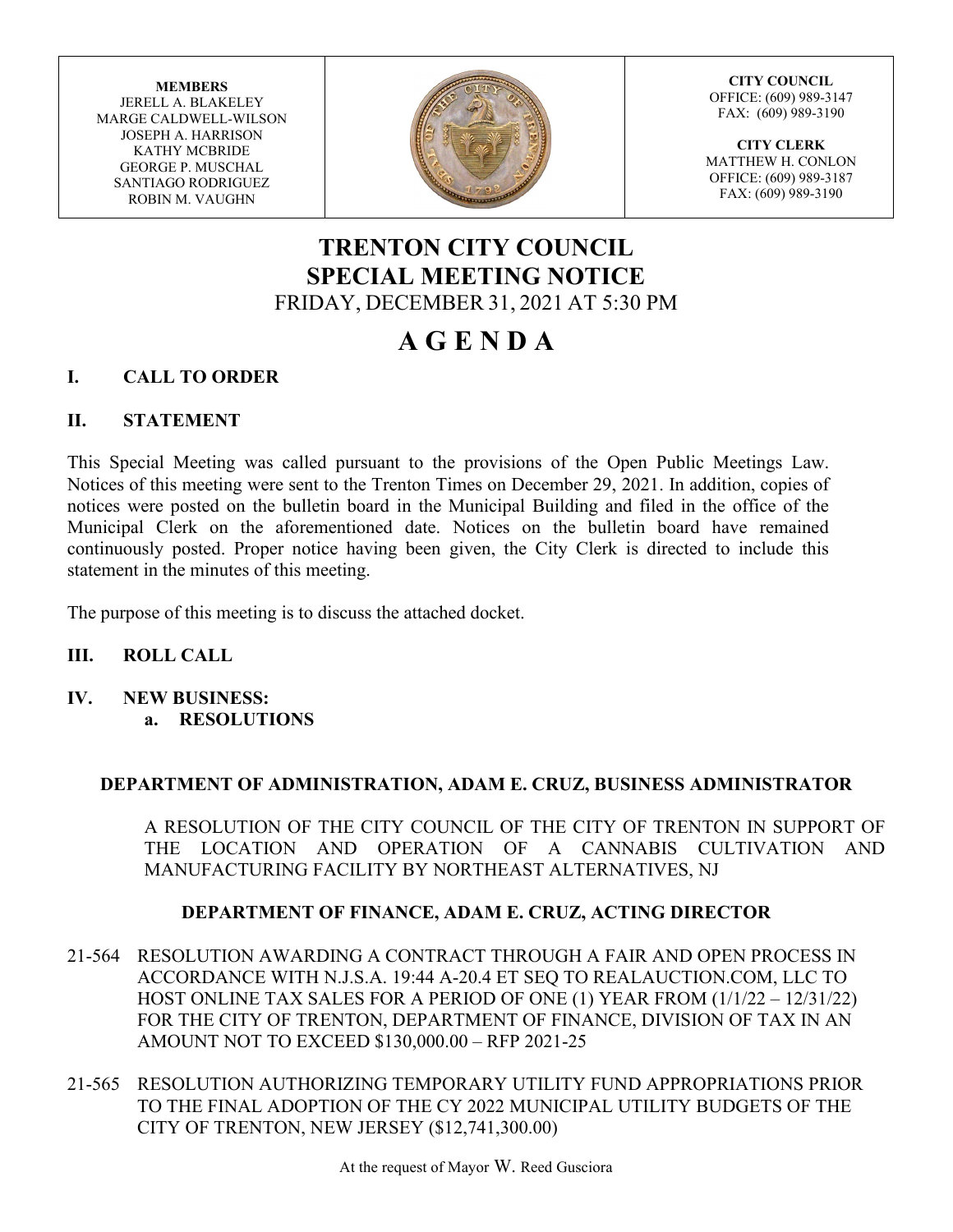| MEMBERS<br>JERELL A. BLAKELEY<br>MARGE CALDWELL-WILSON<br>JOSEPH A. HARRISON<br>KATHY MCBRIDE<br>GEORGE P. MUSCHAL<br>SANTIAGO RODRIGUEZ<br>ROBIN M. VAUGHN | | CITY COUNCIL<br>OFFICE: (609) 989-3147<br>FAX: (609) 989-3190<br><br>CITY CLERK<br>MATTHEW H. CONLON<br>OFFICE: (609) 989-3187<br>FAX: (609) 989-3190 |
|---|---|---|

# TRENTON CITY COUNCIL
# SPECIAL MEETING NOTICE
FRIDAY, DECEMBER 31, 2021 AT 5:30 PM

# A G E N D A

## I. CALL TO ORDER

## II. STATEMENT

This Special Meeting was called pursuant to the provisions of the Open Public Meetings Law. Notices of this meeting were sent to the Trenton Times on December 29, 2021. In addition, copies of notices were posted on the bulletin board in the Municipal Building and filed in the office of the Municipal Clerk on the aforementioned date. Notices on the bulletin board have remained continuously posted. Proper notice having been given, the City Clerk is directed to include this statement in the minutes of this meeting.

The purpose of this meeting is to discuss the attached docket.

## III. ROLL CALL

## IV. NEW BUSINESS:

**a. RESOLUTIONS**

### DEPARTMENT OF ADMINISTRATION, ADAM E. CRUZ, BUSINESS ADMINISTRATOR

A RESOLUTION OF THE CITY COUNCIL OF THE CITY OF TRENTON IN SUPPORT OF THE LOCATION AND OPERATION OF A CANNABIS CULTIVATION AND MANUFACTURING FACILITY BY NORTHEAST ALTERNATIVES, NJ

### DEPARTMENT OF FINANCE, ADAM E. CRUZ, ACTING DIRECTOR

21-564 RESOLUTION AWARDING A CONTRACT THROUGH A FAIR AND OPEN PROCESS IN ACCORDANCE WITH N.J.S.A. 19:44 A-20.4 ET SEQ TO REALAUCTION.COM, LLC TO HOST ONLINE TAX SALES FOR A PERIOD OF ONE (1) YEAR FROM (1/1/22 – 12/31/22) FOR THE CITY OF TRENTON, DEPARTMENT OF FINANCE, DIVISION OF TAX IN AN AMOUNT NOT TO EXCEED $130,000.00 – RFP 2021-25

21-565 RESOLUTION AUTHORIZING TEMPORARY UTILITY FUND APPROPRIATIONS PRIOR TO THE FINAL ADOPTION OF THE CY 2022 MUNICIPAL UTILITY BUDGETS OF THE CITY OF TRENTON, NEW JERSEY ($12,741,300.00)

At the request of Mayor W. Reed Gusciora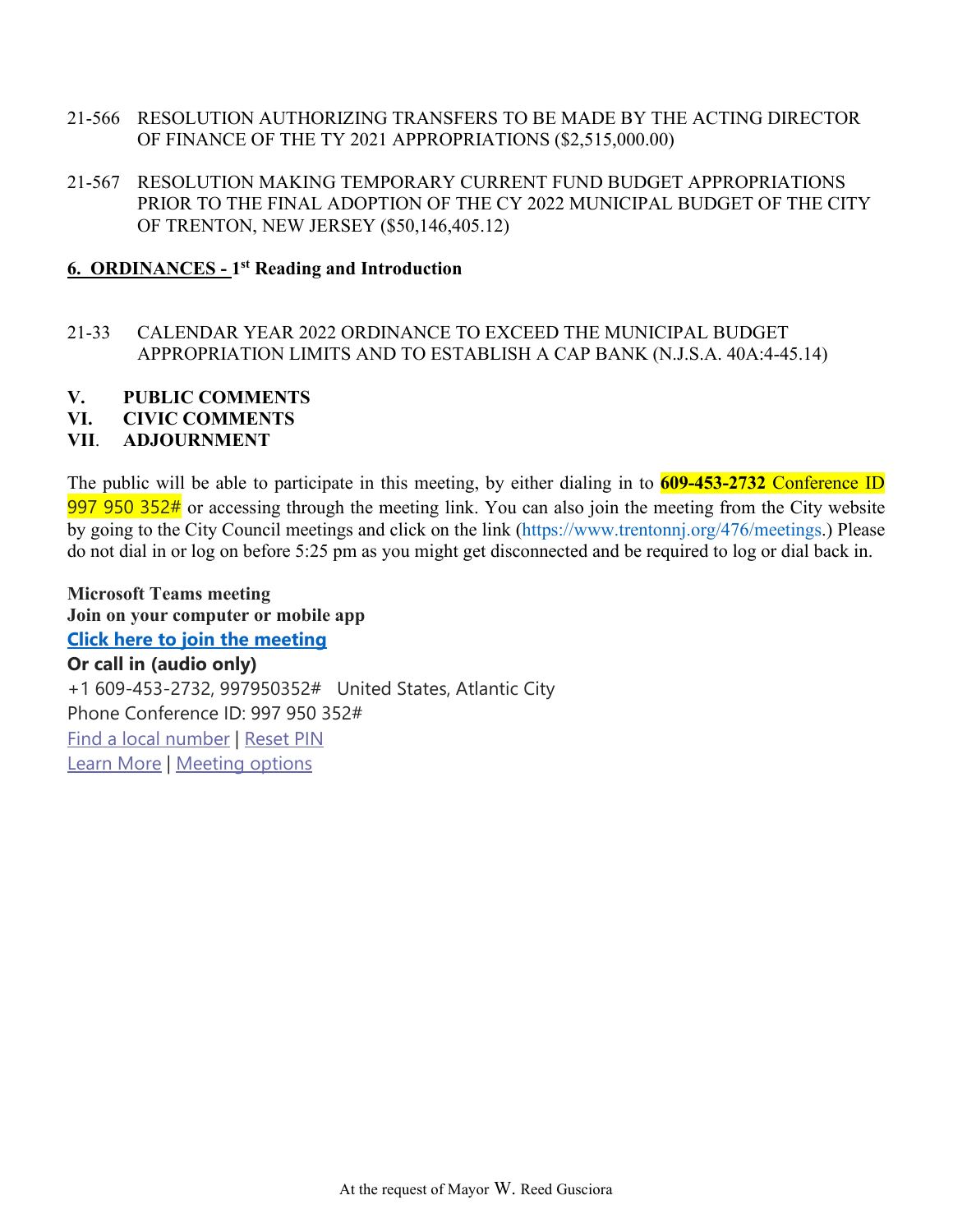21-566 RESOLUTION AUTHORIZING TRANSFERS TO BE MADE BY THE ACTING DIRECTOR OF FINANCE OF THE TY 2021 APPROPRIATIONS ($2,515,000.00)

21-567 RESOLUTION MAKING TEMPORARY CURRENT FUND BUDGET APPROPRIATIONS PRIOR TO THE FINAL ADOPTION OF THE CY 2022 MUNICIPAL BUDGET OF THE CITY OF TRENTON, NEW JERSEY ($50,146,405.12)

**6. ORDINANCES - 1st Reading and Introduction**

21-33 CALENDAR YEAR 2022 ORDINANCE TO EXCEED THE MUNICIPAL BUDGET APPROPRIATION LIMITS AND TO ESTABLISH A CAP BANK (N.J.S.A. 40A:4-45.14)

**V. PUBLIC COMMENTS**

**VI. CIVIC COMMENTS**

**VII. ADJOURNMENT**

The public will be able to participate in this meeting, by either dialing in to **609-453-2732** Conference ID 997 950 352# or accessing through the meeting link. You can also join the meeting from the City website by going to the City Council meetings and click on the link (https://www.trentonnj.org/476/meetings.) Please do not dial in or log on before 5:25 pm as you might get disconnected and be required to log or dial back in.

**Microsoft Teams meeting**
**Join on your computer or mobile app**
**Click here to join the meeting**
**Or call in (audio only)**
+1 609-453-2732, 997950352# United States, Atlantic City
Phone Conference ID: 997 950 352#
Find a local number | Reset PIN
Learn More | Meeting options

At the request of Mayor W. Reed Gusciora